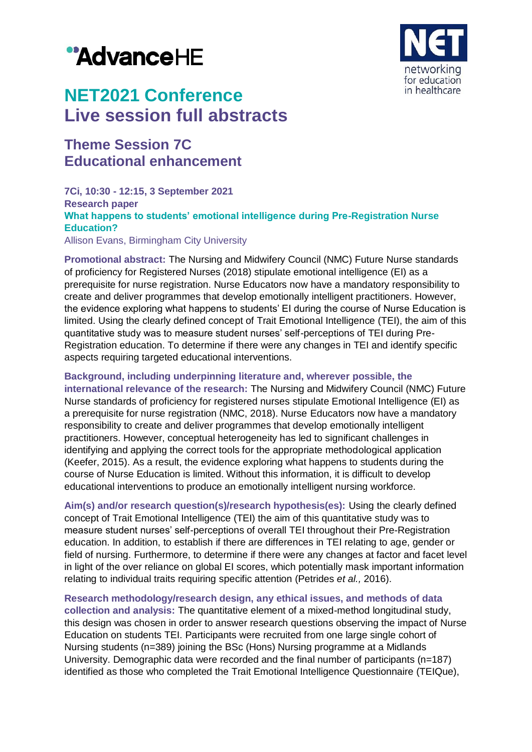# NET2021 Conference
# Live session full abstracts

## Theme Session 7C
## Educational enhancement

**7Ci, 10:30 - 12:15, 3 September 2021**
**Research paper**
**What happens to students' emotional intelligence during Pre-Registration Nurse Education?**
Allison Evans, Birmingham City University

**Promotional abstract:** The Nursing and Midwifery Council (NMC) Future Nurse standards of proficiency for Registered Nurses (2018) stipulate emotional intelligence (EI) as a prerequisite for nurse registration. Nurse Educators now have a mandatory responsibility to create and deliver programmes that develop emotionally intelligent practitioners. However, the evidence exploring what happens to students' EI during the course of Nurse Education is limited. Using the clearly defined concept of Trait Emotional Intelligence (TEI), the aim of this quantitative study was to measure student nurses' self-perceptions of TEI during Pre-Registration education. To determine if there were any changes in TEI and identify specific aspects requiring targeted educational interventions.

**Background, including underpinning literature and, wherever possible, the international relevance of the research:** The Nursing and Midwifery Council (NMC) Future Nurse standards of proficiency for registered nurses stipulate Emotional Intelligence (EI) as a prerequisite for nurse registration (NMC, 2018). Nurse Educators now have a mandatory responsibility to create and deliver programmes that develop emotionally intelligent practitioners. However, conceptual heterogeneity has led to significant challenges in identifying and applying the correct tools for the appropriate methodological application (Keefer, 2015). As a result, the evidence exploring what happens to students during the course of Nurse Education is limited. Without this information, it is difficult to develop educational interventions to produce an emotionally intelligent nursing workforce.

**Aim(s) and/or research question(s)/research hypothesis(es):** Using the clearly defined concept of Trait Emotional Intelligence (TEI) the aim of this quantitative study was to measure student nurses' self-perceptions of overall TEI throughout their Pre-Registration education. In addition, to establish if there are differences in TEI relating to age, gender or field of nursing. Furthermore, to determine if there were any changes at factor and facet level in light of the over reliance on global EI scores, which potentially mask important information relating to individual traits requiring specific attention (Petrides *et al.,* 2016).

**Research methodology/research design, any ethical issues, and methods of data collection and analysis:** The quantitative element of a mixed-method longitudinal study, this design was chosen in order to answer research questions observing the impact of Nurse Education on students TEI. Participants were recruited from one large single cohort of Nursing students (n=389) joining the BSc (Hons) Nursing programme at a Midlands University. Demographic data were recorded and the final number of participants (n=187) identified as those who completed the Trait Emotional Intelligence Questionnaire (TEIQue),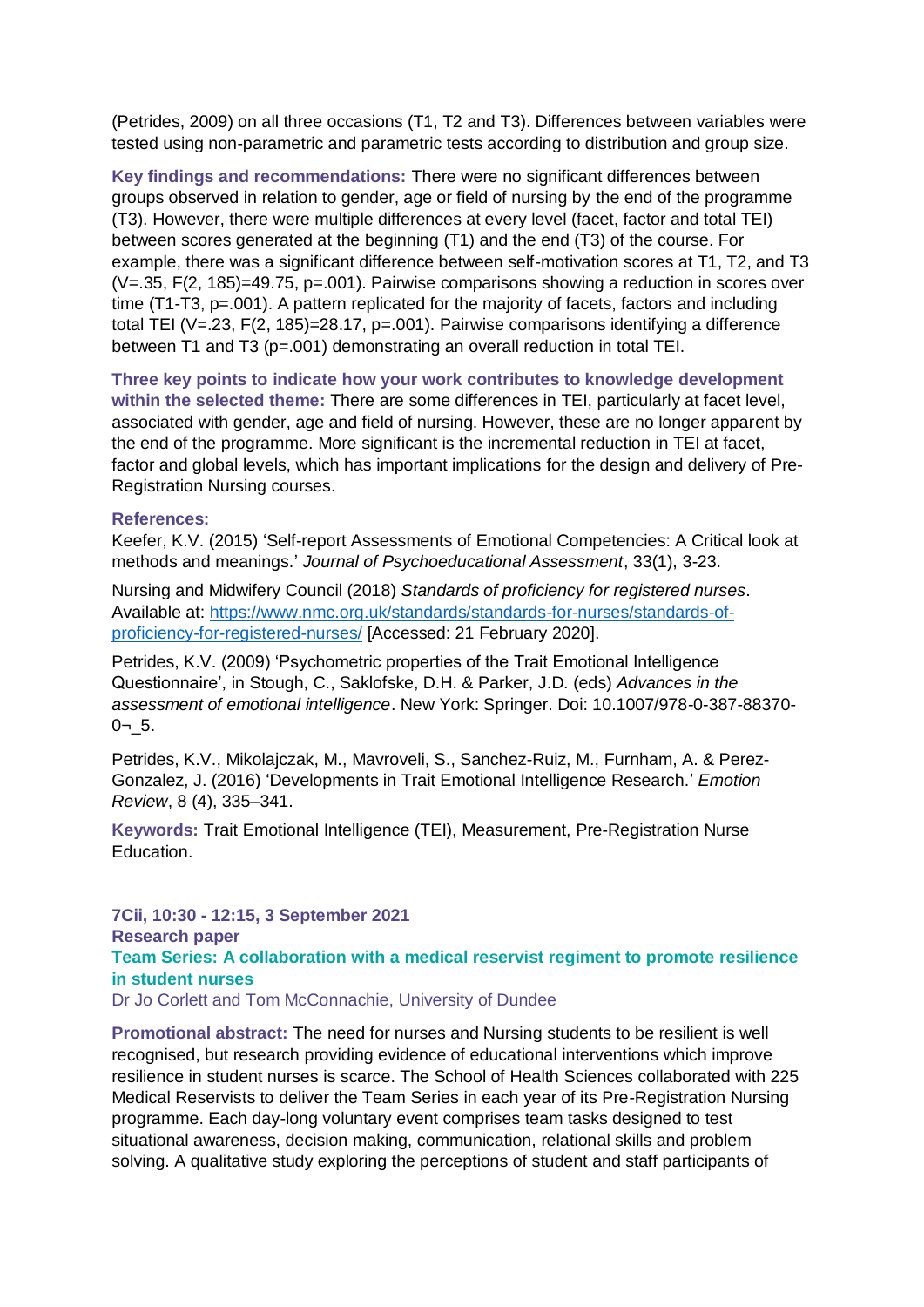(Petrides, 2009) on all three occasions (T1, T2 and T3). Differences between variables were tested using non-parametric and parametric tests according to distribution and group size.

**Key findings and recommendations:** There were no significant differences between groups observed in relation to gender, age or field of nursing by the end of the programme (T3). However, there were multiple differences at every level (facet, factor and total TEI) between scores generated at the beginning (T1) and the end (T3) of the course. For example, there was a significant difference between self-motivation scores at T1, T2, and T3 ($V=.35$, $F(2, 185)=49.75$, $p=.001$). Pairwise comparisons showing a reduction in scores over time (T1-T3, $p=.001$). A pattern replicated for the majority of facets, factors and including total TEI ($V=.23$, $F(2, 185)=28.17$, $p=.001$). Pairwise comparisons identifying a difference between T1 and T3 ($p=.001$) demonstrating an overall reduction in total TEI.

**Three key points to indicate how your work contributes to knowledge development within the selected theme:** There are some differences in TEI, particularly at facet level, associated with gender, age and field of nursing. However, these are no longer apparent by the end of the programme. More significant is the incremental reduction in TEI at facet, factor and global levels, which has important implications for the design and delivery of Pre-Registration Nursing courses.

**References:**

Keefer, K.V. (2015) 'Self-report Assessments of Emotional Competencies: A Critical look at methods and meanings.' *Journal of Psychoeducational Assessment*, 33(1), 3-23.

Nursing and Midwifery Council (2018) *Standards of proficiency for registered nurses*. Available at: https://www.nmc.org.uk/standards/standards-for-nurses/standards-of-proficiency-for-registered-nurses/ [Accessed: 21 February 2020].

Petrides, K.V. (2009) 'Psychometric properties of the Trait Emotional Intelligence Questionnaire', in Stough, C., Saklofske, D.H. & Parker, J.D. (eds) *Advances in the assessment of emotional intelligence*. New York: Springer. Doi: 10.1007/978-0-387-88370-0¬_5.

Petrides, K.V., Mikolajczak, M., Mavroveli, S., Sanchez-Ruiz, M., Furnham, A. & Perez-Gonzalez, J. (2016) 'Developments in Trait Emotional Intelligence Research.' *Emotion Review*, 8 (4), 335–341.

**Keywords:** Trait Emotional Intelligence (TEI), Measurement, Pre-Registration Nurse Education.

**7Cii, 10:30 - 12:15, 3 September 2021**
**Research paper**

## Team Series: A collaboration with a medical reservist regiment to promote resilience in student nurses

Dr Jo Corlett and Tom McConnachie, University of Dundee

**Promotional abstract:** The need for nurses and Nursing students to be resilient is well recognised, but research providing evidence of educational interventions which improve resilience in student nurses is scarce. The School of Health Sciences collaborated with 225 Medical Reservists to deliver the Team Series in each year of its Pre-Registration Nursing programme. Each day-long voluntary event comprises team tasks designed to test situational awareness, decision making, communication, relational skills and problem solving. A qualitative study exploring the perceptions of student and staff participants of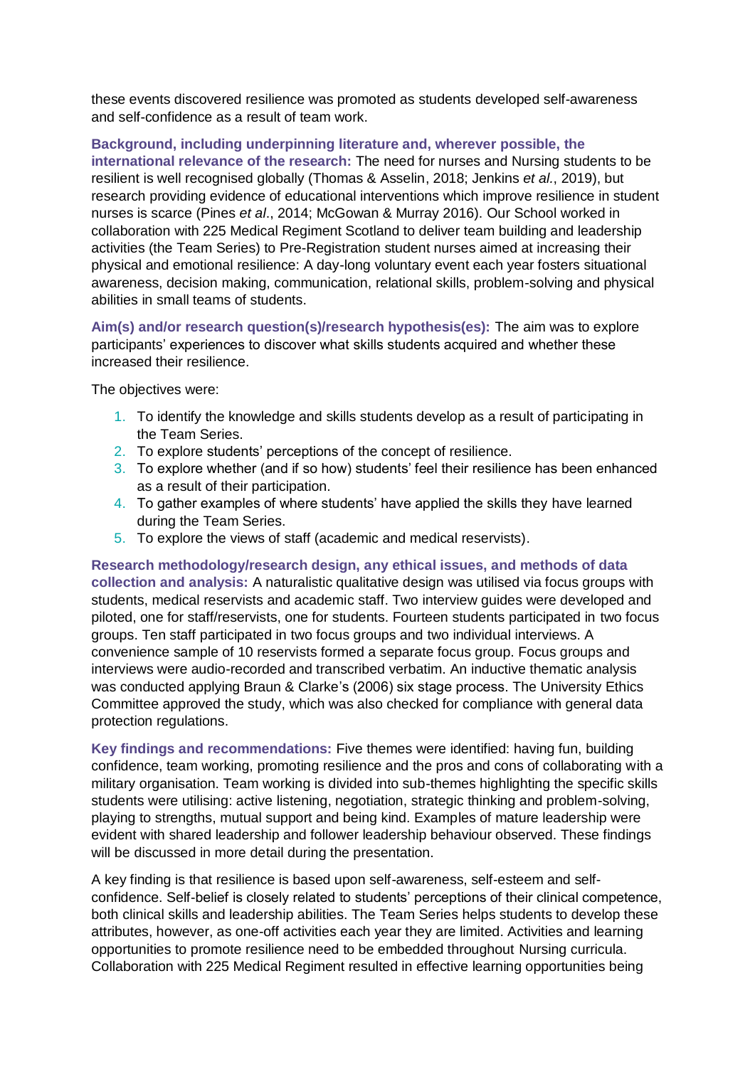these events discovered resilience was promoted as students developed self-awareness and self-confidence as a result of team work.

**Background, including underpinning literature and, wherever possible, the international relevance of the research:** The need for nurses and Nursing students to be resilient is well recognised globally (Thomas & Asselin, 2018; Jenkins *et al.*, 2019), but research providing evidence of educational interventions which improve resilience in student nurses is scarce (Pines *et al*., 2014; McGowan & Murray 2016). Our School worked in collaboration with 225 Medical Regiment Scotland to deliver team building and leadership activities (the Team Series) to Pre-Registration student nurses aimed at increasing their physical and emotional resilience: A day-long voluntary event each year fosters situational awareness, decision making, communication, relational skills, problem-solving and physical abilities in small teams of students.

**Aim(s) and/or research question(s)/research hypothesis(es):** The aim was to explore participants' experiences to discover what skills students acquired and whether these increased their resilience.

The objectives were:

1. To identify the knowledge and skills students develop as a result of participating in the Team Series.
2. To explore students' perceptions of the concept of resilience.
3. To explore whether (and if so how) students' feel their resilience has been enhanced as a result of their participation.
4. To gather examples of where students' have applied the skills they have learned during the Team Series.
5. To explore the views of staff (academic and medical reservists).

**Research methodology/research design, any ethical issues, and methods of data collection and analysis:** A naturalistic qualitative design was utilised via focus groups with students, medical reservists and academic staff. Two interview guides were developed and piloted, one for staff/reservists, one for students. Fourteen students participated in two focus groups. Ten staff participated in two focus groups and two individual interviews. A convenience sample of 10 reservists formed a separate focus group. Focus groups and interviews were audio-recorded and transcribed verbatim. An inductive thematic analysis was conducted applying Braun & Clarke's (2006) six stage process. The University Ethics Committee approved the study, which was also checked for compliance with general data protection regulations.

**Key findings and recommendations:** Five themes were identified: having fun, building confidence, team working, promoting resilience and the pros and cons of collaborating with a military organisation. Team working is divided into sub-themes highlighting the specific skills students were utilising: active listening, negotiation, strategic thinking and problem-solving, playing to strengths, mutual support and being kind. Examples of mature leadership were evident with shared leadership and follower leadership behaviour observed. These findings will be discussed in more detail during the presentation.

A key finding is that resilience is based upon self-awareness, self-esteem and self-confidence. Self-belief is closely related to students' perceptions of their clinical competence, both clinical skills and leadership abilities. The Team Series helps students to develop these attributes, however, as one-off activities each year they are limited. Activities and learning opportunities to promote resilience need to be embedded throughout Nursing curricula. Collaboration with 225 Medical Regiment resulted in effective learning opportunities being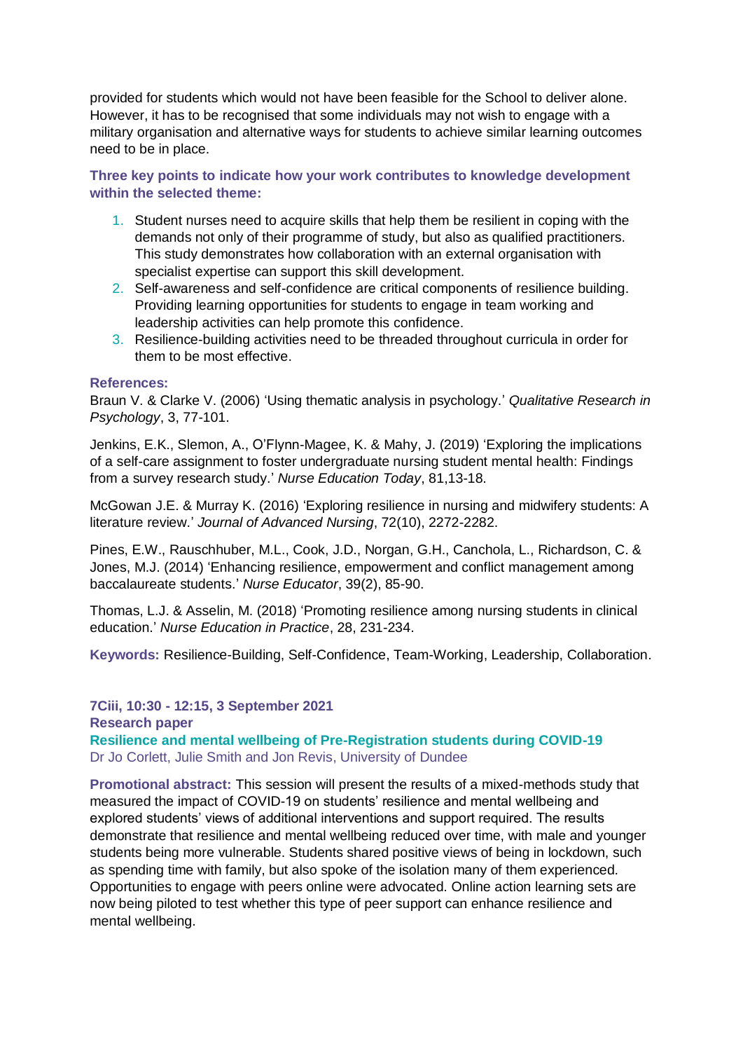provided for students which would not have been feasible for the School to deliver alone. However, it has to be recognised that some individuals may not wish to engage with a military organisation and alternative ways for students to achieve similar learning outcomes need to be in place.

**Three key points to indicate how your work contributes to knowledge development within the selected theme:**

1. Student nurses need to acquire skills that help them be resilient in coping with the demands not only of their programme of study, but also as qualified practitioners. This study demonstrates how collaboration with an external organisation with specialist expertise can support this skill development.
2. Self-awareness and self-confidence are critical components of resilience building. Providing learning opportunities for students to engage in team working and leadership activities can help promote this confidence.
3. Resilience-building activities need to be threaded throughout curricula in order for them to be most effective.

**References:**

Braun V. & Clarke V. (2006) 'Using thematic analysis in psychology.' *Qualitative Research in Psychology*, 3, 77-101.

Jenkins, E.K., Slemon, A., O'Flynn-Magee, K. & Mahy, J. (2019) 'Exploring the implications of a self-care assignment to foster undergraduate nursing student mental health: Findings from a survey research study.' *Nurse Education Today*, 81,13-18.

McGowan J.E. & Murray K. (2016) 'Exploring resilience in nursing and midwifery students: A literature review.' *Journal of Advanced Nursing*, 72(10), 2272-2282.

Pines, E.W., Rauschhuber, M.L., Cook, J.D., Norgan, G.H., Canchola, L., Richardson, C. & Jones, M.J. (2014) 'Enhancing resilience, empowerment and conflict management among baccalaureate students.' *Nurse Educator*, 39(2), 85-90.

Thomas, L.J. & Asselin, M. (2018) 'Promoting resilience among nursing students in clinical education.' *Nurse Education in Practice*, 28, 231-234.

**Keywords:** Resilience-Building, Self-Confidence, Team-Working, Leadership, Collaboration.

**7Ciii, 10:30 - 12:15, 3 September 2021**
**Research paper**

## Resilience and mental wellbeing of Pre-Registration students during COVID-19

Dr Jo Corlett, Julie Smith and Jon Revis, University of Dundee

**Promotional abstract:** This session will present the results of a mixed-methods study that measured the impact of COVID-19 on students' resilience and mental wellbeing and explored students' views of additional interventions and support required. The results demonstrate that resilience and mental wellbeing reduced over time, with male and younger students being more vulnerable. Students shared positive views of being in lockdown, such as spending time with family, but also spoke of the isolation many of them experienced. Opportunities to engage with peers online were advocated. Online action learning sets are now being piloted to test whether this type of peer support can enhance resilience and mental wellbeing.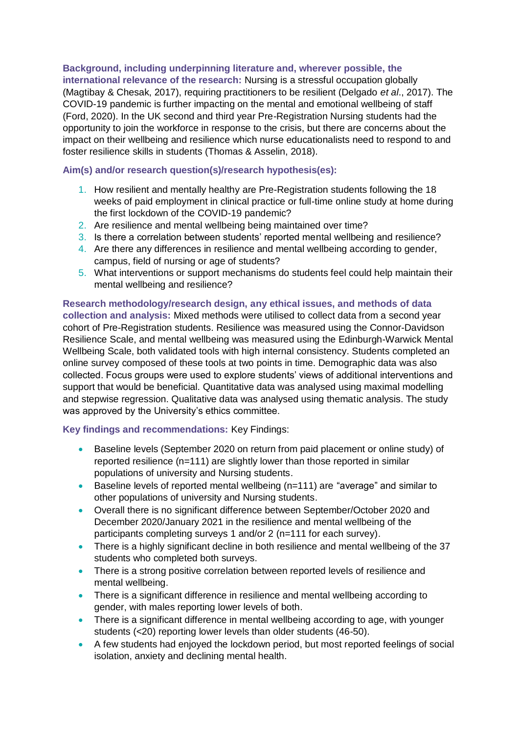**Background, including underpinning literature and, wherever possible, the international relevance of the research:** Nursing is a stressful occupation globally (Magtibay & Chesak, 2017), requiring practitioners to be resilient (Delgado *et al*., 2017). The COVID-19 pandemic is further impacting on the mental and emotional wellbeing of staff (Ford, 2020). In the UK second and third year Pre-Registration Nursing students had the opportunity to join the workforce in response to the crisis, but there are concerns about the impact on their wellbeing and resilience which nurse educationalists need to respond to and foster resilience skills in students (Thomas & Asselin, 2018).

**Aim(s) and/or research question(s)/research hypothesis(es):**

1. How resilient and mentally healthy are Pre-Registration students following the 18 weeks of paid employment in clinical practice or full-time online study at home during the first lockdown of the COVID-19 pandemic?
2. Are resilience and mental wellbeing being maintained over time?
3. Is there a correlation between students' reported mental wellbeing and resilience?
4. Are there any differences in resilience and mental wellbeing according to gender, campus, field of nursing or age of students?
5. What interventions or support mechanisms do students feel could help maintain their mental wellbeing and resilience?

**Research methodology/research design, any ethical issues, and methods of data collection and analysis:** Mixed methods were utilised to collect data from a second year cohort of Pre-Registration students. Resilience was measured using the Connor-Davidson Resilience Scale, and mental wellbeing was measured using the Edinburgh-Warwick Mental Wellbeing Scale, both validated tools with high internal consistency. Students completed an online survey composed of these tools at two points in time. Demographic data was also collected. Focus groups were used to explore students' views of additional interventions and support that would be beneficial. Quantitative data was analysed using maximal modelling and stepwise regression. Qualitative data was analysed using thematic analysis. The study was approved by the University's ethics committee.

**Key findings and recommendations:** Key Findings:

- Baseline levels (September 2020 on return from paid placement or online study) of reported resilience (n=111) are slightly lower than those reported in similar populations of university and Nursing students.
- Baseline levels of reported mental wellbeing (n=111) are "average" and similar to other populations of university and Nursing students.
- Overall there is no significant difference between September/October 2020 and December 2020/January 2021 in the resilience and mental wellbeing of the participants completing surveys 1 and/or 2 (n=111 for each survey).
- There is a highly significant decline in both resilience and mental wellbeing of the 37 students who completed both surveys.
- There is a strong positive correlation between reported levels of resilience and mental wellbeing.
- There is a significant difference in resilience and mental wellbeing according to gender, with males reporting lower levels of both.
- There is a significant difference in mental wellbeing according to age, with younger students (<20) reporting lower levels than older students (46-50).
- A few students had enjoyed the lockdown period, but most reported feelings of social isolation, anxiety and declining mental health.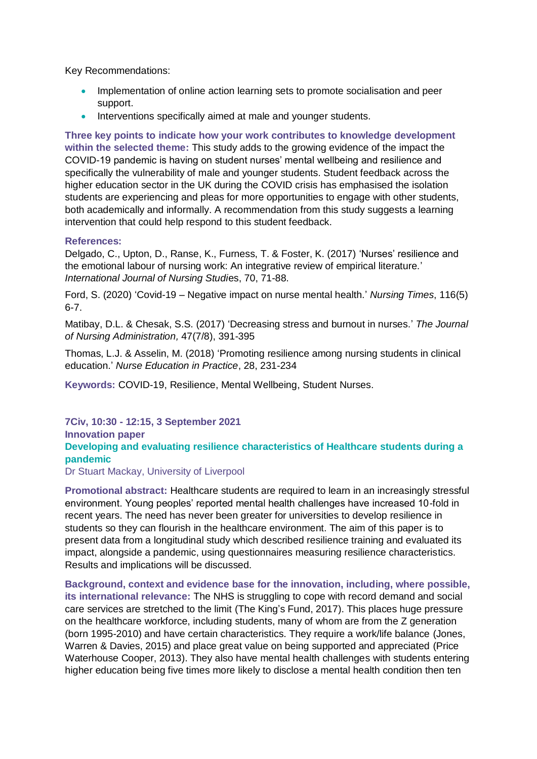Key Recommendations:

- Implementation of online action learning sets to promote socialisation and peer support.
- Interventions specifically aimed at male and younger students.

**Three key points to indicate how your work contributes to knowledge development within the selected theme:** This study adds to the growing evidence of the impact the COVID-19 pandemic is having on student nurses' mental wellbeing and resilience and specifically the vulnerability of male and younger students. Student feedback across the higher education sector in the UK during the COVID crisis has emphasised the isolation students are experiencing and pleas for more opportunities to engage with other students, both academically and informally. A recommendation from this study suggests a learning intervention that could help respond to this student feedback.

**References:**

Delgado, C., Upton, D., Ranse, K., Furness, T. & Foster, K. (2017) 'Nurses' resilience and the emotional labour of nursing work: An integrative review of empirical literature.' *International Journal of Nursing Studie*s, 70, 71-88.

Ford, S. (2020) 'Covid-19 – Negative impact on nurse mental health.' *Nursing Times*, 116(5) 6-7.

Matibay, D.L. & Chesak, S.S. (2017) 'Decreasing stress and burnout in nurses.' *The Journal of Nursing Administration,* 47(7/8), 391-395

Thomas, L.J. & Asselin, M. (2018) 'Promoting resilience among nursing students in clinical education.' *Nurse Education in Practice*, 28, 231-234

**Keywords:** COVID-19, Resilience, Mental Wellbeing, Student Nurses.

**7Civ, 10:30 - 12:15, 3 September 2021**
**Innovation paper**

## Developing and evaluating resilience characteristics of Healthcare students during a pandemic

Dr Stuart Mackay, University of Liverpool

**Promotional abstract:** Healthcare students are required to learn in an increasingly stressful environment. Young peoples' reported mental health challenges have increased 10-fold in recent years. The need has never been greater for universities to develop resilience in students so they can flourish in the healthcare environment. The aim of this paper is to present data from a longitudinal study which described resilience training and evaluated its impact, alongside a pandemic, using questionnaires measuring resilience characteristics. Results and implications will be discussed.

**Background, context and evidence base for the innovation, including, where possible, its international relevance:** The NHS is struggling to cope with record demand and social care services are stretched to the limit (The King's Fund, 2017). This places huge pressure on the healthcare workforce, including students, many of whom are from the Z generation (born 1995-2010) and have certain characteristics. They require a work/life balance (Jones, Warren & Davies, 2015) and place great value on being supported and appreciated (Price Waterhouse Cooper, 2013). They also have mental health challenges with students entering higher education being five times more likely to disclose a mental health condition then ten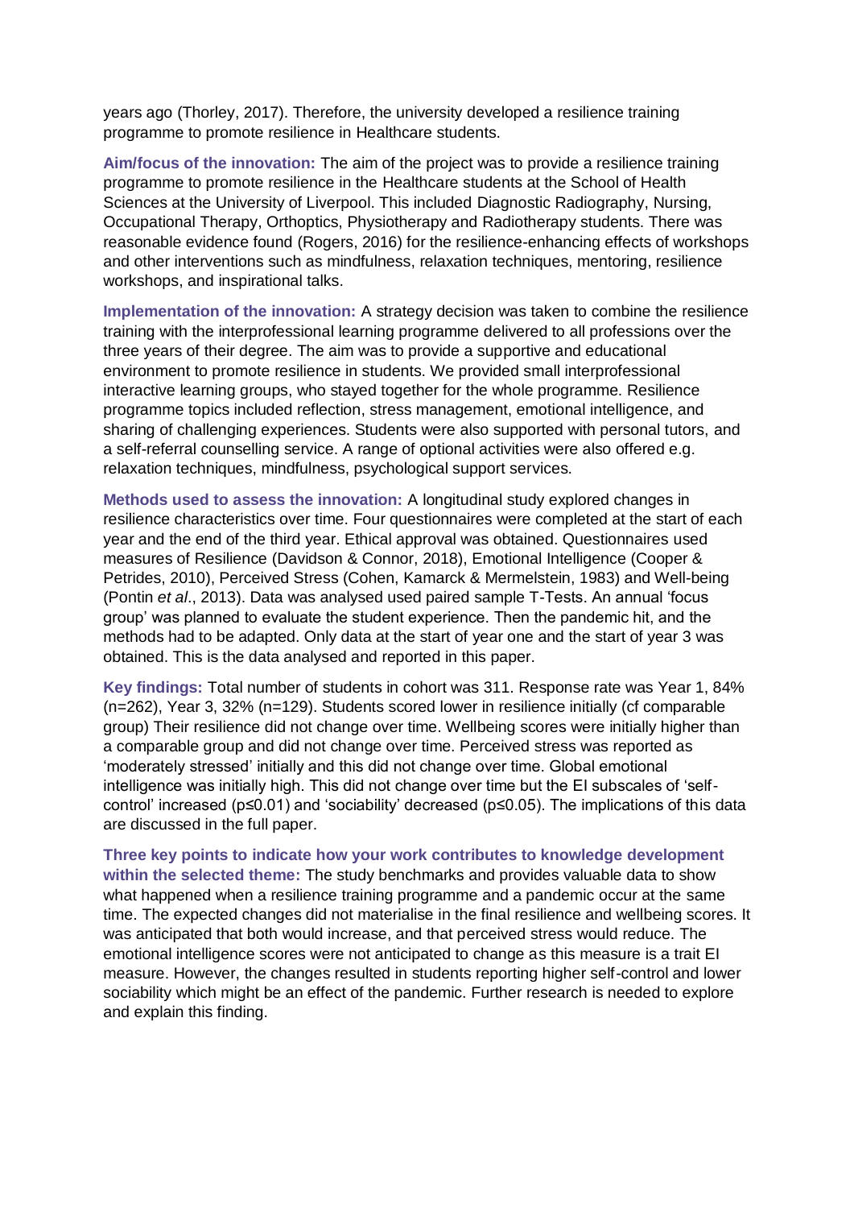years ago (Thorley, 2017). Therefore, the university developed a resilience training programme to promote resilience in Healthcare students.

**Aim/focus of the innovation:** The aim of the project was to provide a resilience training programme to promote resilience in the Healthcare students at the School of Health Sciences at the University of Liverpool. This included Diagnostic Radiography, Nursing, Occupational Therapy, Orthoptics, Physiotherapy and Radiotherapy students. There was reasonable evidence found (Rogers, 2016) for the resilience-enhancing effects of workshops and other interventions such as mindfulness, relaxation techniques, mentoring, resilience workshops, and inspirational talks.

**Implementation of the innovation:** A strategy decision was taken to combine the resilience training with the interprofessional learning programme delivered to all professions over the three years of their degree. The aim was to provide a supportive and educational environment to promote resilience in students. We provided small interprofessional interactive learning groups, who stayed together for the whole programme. Resilience programme topics included reflection, stress management, emotional intelligence, and sharing of challenging experiences. Students were also supported with personal tutors, and a self-referral counselling service. A range of optional activities were also offered e.g. relaxation techniques, mindfulness, psychological support services.

**Methods used to assess the innovation:** A longitudinal study explored changes in resilience characteristics over time. Four questionnaires were completed at the start of each year and the end of the third year. Ethical approval was obtained. Questionnaires used measures of Resilience (Davidson & Connor, 2018), Emotional Intelligence (Cooper & Petrides, 2010), Perceived Stress (Cohen, Kamarck & Mermelstein, 1983) and Well-being (Pontin *et al*., 2013). Data was analysed used paired sample T-Tests. An annual 'focus group' was planned to evaluate the student experience. Then the pandemic hit, and the methods had to be adapted. Only data at the start of year one and the start of year 3 was obtained. This is the data analysed and reported in this paper.

**Key findings:** Total number of students in cohort was 311. Response rate was Year 1, 84% (n=262), Year 3, 32% (n=129). Students scored lower in resilience initially (cf comparable group) Their resilience did not change over time. Wellbeing scores were initially higher than a comparable group and did not change over time. Perceived stress was reported as 'moderately stressed' initially and this did not change over time. Global emotional intelligence was initially high. This did not change over time but the EI subscales of 'self-control' increased ($p \leq 0.01$) and 'sociability' decreased ($p \leq 0.05$). The implications of this data are discussed in the full paper.

**Three key points to indicate how your work contributes to knowledge development within the selected theme:** The study benchmarks and provides valuable data to show what happened when a resilience training programme and a pandemic occur at the same time. The expected changes did not materialise in the final resilience and wellbeing scores. It was anticipated that both would increase, and that perceived stress would reduce. The emotional intelligence scores were not anticipated to change as this measure is a trait EI measure. However, the changes resulted in students reporting higher self-control and lower sociability which might be an effect of the pandemic. Further research is needed to explore and explain this finding.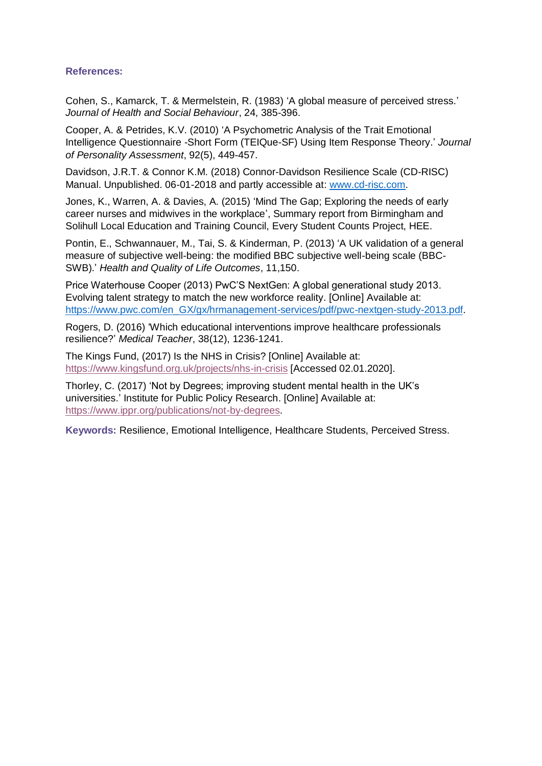**References:**

Cohen, S., Kamarck, T. & Mermelstein, R. (1983) 'A global measure of perceived stress.' *Journal of Health and Social Behaviour*, 24, 385-396.

Cooper, A. & Petrides, K.V. (2010) 'A Psychometric Analysis of the Trait Emotional Intelligence Questionnaire -Short Form (TEIQue-SF) Using Item Response Theory.' *Journal of Personality Assessment*, 92(5), 449-457.

Davidson, J.R.T. & Connor K.M. (2018) Connor-Davidson Resilience Scale (CD-RISC) Manual. Unpublished. 06-01-2018 and partly accessible at: www.cd-risc.com.

Jones, K., Warren, A. & Davies, A. (2015) 'Mind The Gap; Exploring the needs of early career nurses and midwives in the workplace', Summary report from Birmingham and Solihull Local Education and Training Council, Every Student Counts Project, HEE.

Pontin, E., Schwannauer, M., Tai, S. & Kinderman, P. (2013) 'A UK validation of a general measure of subjective well-being: the modified BBC subjective well-being scale (BBC-SWB).' *Health and Quality of Life Outcomes*, 11,150.

Price Waterhouse Cooper (2013) PwC'S NextGen: A global generational study 2013. Evolving talent strategy to match the new workforce reality. [Online] Available at: https://www.pwc.com/en_GX/gx/hrmanagement-services/pdf/pwc-nextgen-study-2013.pdf.

Rogers, D. (2016) 'Which educational interventions improve healthcare professionals resilience?' *Medical Teacher*, 38(12), 1236-1241.

The Kings Fund, (2017) Is the NHS in Crisis? [Online] Available at: https://www.kingsfund.org.uk/projects/nhs-in-crisis [Accessed 02.01.2020].

Thorley, C. (2017) 'Not by Degrees; improving student mental health in the UK's universities.' Institute for Public Policy Research. [Online] Available at: https://www.ippr.org/publications/not-by-degrees.

**Keywords:** Resilience, Emotional Intelligence, Healthcare Students, Perceived Stress.